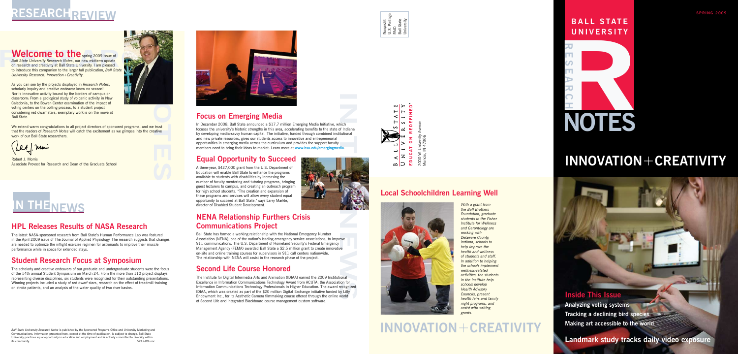# RESEARCH REVIEW

## Welcome to the spring 2009 issue of

*Ball State University Research Notes*, our new midterm update on research and creativity at Ball State University. I am pleased to introduce this companion to the larger fall publication, *Ball State University Research: Innovation+Creativity*.

As you can see by the projects displayed in *Research Notes*, scholarly inquiry and creative endeavor know no season! Nor is innovative activity bound by the borders of campus or classroom: From a geological study of volcanic activity in New Caledonia, to the Bowen Center examination of the impact of voting centers on the polling process, to a student project considering red dwarf stars, exemplary work is on the move at Ball State.

We extend warm congratulations to all project directors of sponsored programs, and we trust that the readers of *Research Notes* will catch the excitement as we glimpse into the creative work of our Ball State researchers.

Robert J. Morris
Associate Provost for Research and Dean of the Graduate School

# IN THE NEWS

## HPL Releases Results of NASA Research

The latest NASA-sponsored research from Ball State's Human Performance Lab was featured in the April 2009 issue of The Journal of Applied Physiology. The research suggests that changes are needed to optimize the inflight exercise regimen for astronauts to improve their muscle performance while in space for extended stays.

## Student Research Focus at Symposium

The scholarly and creative endeavors of our graduate and undergraduate students were the focus of the 14th annual Student Symposium on March 24. From the more than 110 project displays representing diverse disciplines, six students were recognized for their outstanding presentations. Winning projects included a study of red dwarf stars, research on the effect of treadmill training on stroke patients, and an analysis of the water quality of two river basins.

## Focus on Emerging Media

In December 2008, Ball State announced a $17.7 million Emerging Media Initiative, which focuses the university's historic strengths in this area, accelerating benefits to the state of Indiana by developing media-savvy human capital. The initiative, funded through combined institutional and new private resources, gives our students access to innovative and entrepreneurial opportunities in emerging media across the curriculum and provides the support faculty members need to bring their ideas to market. Learn more at www.bsu.edu/emergingmedia.

## Equal Opportunity to Succeed

A three-year, $427,000 grant from the U.S. Department of Education will enable Ball State to enhance the programs available to students with disabilities by increasing the number of faculty mentoring and tutoring programs, bringing guest lecturers to campus, and creating an outreach program for high school students. "The creation and expansion of these programs and services will allow every student equal opportunity to succeed at Ball State," says Larry Markle, director of Disabled Student Development.

## NENA Relationship Furthers Crisis Communications Project

Ball State has formed a working relationship with the National Emergency Number Association (NENA), one of the nation's leading emergency service associations, to improve 911 communications. The U.S. Department of Homeland Security's Federal Emergency Management Agency (FEMA) awarded Ball State a $2.5 million grant to create innovative on-site and online training courses for supervisors in 911 call centers nationwide. The relationship with NENA will assist in the research phase of the project.

## Second Life Course Honored

The Institute for Digital Intermedia Arts and Animation (IDIAA) earned the 2009 Institutional Excellence in Information Communications Technology Award from ACUTA, the Association for Information Communications Technology Professionals in Higher Education. The award recognized IDIAA, which was created as part of the $20 million Digital Exchange initiative funded by Lilly Endowment Inc., for its Aesthetic Camera filmmaking course offered through the online world of Second Life and integrated Blackboard course management custom software.

*Ball State University Research Notes* is published by the Sponsored Programs Office and University Marketing and Communications. Information presented here, correct at the time of publication, is subject to change. Ball State University practices equal opportunity in education and employment and is actively committed to diversity within its community. 5247-09 umc

Nonprofit
U.S. Postage
PAID
Ball State
University

BALL STATE UNIVERSITY
EDUCATION REDEFINED
2000 W. University Avenue
Muncie, IN 47306

## Local Schoolchildren Learning Well

*With a grant from the Ball Brothers Foundation, graduate students in the Fisher Institute for Wellness and Gerontology are working with Delaware County, Indiana, schools to help improve the health and wellness of students and staff. In addition to helping the schools implement wellness-related activities, the students in the institute help schools develop Health Advisory Councils, present health fairs and family night programs, and assist with writing grants.*

# INNOVATION+CREATIVITY

SPRING 2009

# BALL STATE UNIVERSITY RESEARCH NOTES

# INNOVATION+CREATIVITY

## Inside This Issue

**Analyzing voting systems**
**Tracking a declining bird species**
**Making art accessible to the world**

**Landmark study tracks daily video exposure**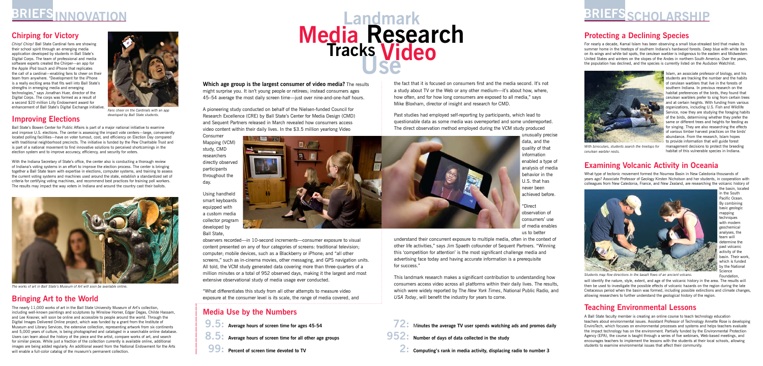# BRIEFS INNOVATION

## Chirping for Victory

*Chirp! Chirp!* Ball State Cardinal fans are showing their school spirit through an emerging media application developed by students in Ball State's Digital Corps. The team of professional and media software experts created the Chirper—an app for the Apple iPod touch and iPhone that replicates the call of a cardinal—enabling fans to cheer on their team from anywhere. "Development for the iPhone is a really exciting area that fits well into Ball State's strengths in emerging media and emerging technologies," says Jonathan Huer, director of the Digital Corps. The corps was formed as a result of a second $20 million Lilly Endowment award for enhancement of Ball State's Digital Exchange initiative.

*Fans cheer on the Cardinals with an app developed by Ball State students.*

## Improving Elections

Ball State's Bowen Center for Public Affairs is part of a major national initiative to examine and improve U.S. elections. The center is assessing the impact vote centers—large, conveniently located polling facilities—have on voter turnout, cost, and efficiency on Election Day compared with traditional neighborhood precincts. The initiative is funded by the Pew Charitable Trust and is part of a national movement to find innovative solutions to perceived shortcomings in the election system and to improve accuracy, efficiency, and security for voters.

With the Indiana Secretary of State's office, the center also is conducting a thorough review of Indiana's voting systems in an effort to improve the election process. The center is bringing together a Ball State team with expertise in elections, computer systems, and training to assess the current voting systems and machines used around the state, establish a standardized set of criteria for certifying voting machines, and recommend best practices for training poll workers. The results may impact the way voters in Indiana and around the country cast their ballots.

*The works of art in Ball State's Museum of Art will soon be available online.*

## Bringing Art to the World

The nearly 11,000 works of art in the Ball State University Museum of Art's collection, including well-known paintings and sculptures by Winslow Homer, Edgar Degas, Childe Hassam, and Lee Krasner, will soon be online and accessible to people around the world. Through the Digital Images Delivered Online project, which was funded by a grant from the Institute of Museum and Library Services, the extensive collection, representing artwork from six continents and 5,000 years of culture, is being photographed and cataloged in a searchable online database. Users can learn about the history of the piece and the artist, compare works of art, and search for similar pieces. While just a fraction of the collection currently is available online, additional images are being added regularly. An additional award from the National Endowment for the Arts will enable a full-color catalog of the museum's permanent collection.

# Landmark Media Research Tracks Video Use

**Which age group is the largest consumer of video media?** The results might surprise you. It isn't young people or retirees; instead consumers ages 45–54 average the most daily screen time—just over nine-and-one-half hours.

A pioneering study conducted on behalf of the Nielsen-funded Council for Research Excellence (CRE) by Ball State's Center for Media Design (CMD) and Sequent Partners released in March revealed how consumers access video content within their daily lives. In the $3.5 million yearlong Video Consumer Mapping (VCM) study, CMD researchers directly observed participants throughout the day.

Using handheld smart keyboards equipped with a custom media collector program developed by Ball State, observers recorded—in 10-second increments—consumer exposure to visual content presented on any of four categories of screens: traditional television; computer; mobile devices, such as a Blackberry or iPhone; and "all other screens," such as in-cinema movies, other messaging, and GPS navigation units. All told, the VCM study generated data covering more than three-quarters of a million minutes or a total of 952 observed days, making it the largest and most extensive observational study of media usage ever conducted.

"What differentiates this study from all other attempts to measure video exposure at the consumer level is its scale, the range of media covered, and the fact that it is focused on consumers first and the media second. It's not a study about TV or the Web or any other medium—it's about how, where, how often, and for how long consumers are exposed to all media," says Mike Bloxham, director of insight and research for CMD.

Past studies had employed self-reporting by participants, which lead to questionable data as some media was overreported and some underreported. The direct observation method employed during the VCM study produced unusually precise data, and the quality of that information enabled a type of analysis of media behavior in the U.S. that has never been achieved before.

"Direct observation of consumers' use of media enables us to better understand their concurrent exposure to multiple media, often in the context of other life activities," says Jim Spaeth cofounder of Sequent Partners. "Winning this 'competition for attention' is the most significant challenge media and advertising face today and having accurate information is a prerequisite for success."

This landmark research makes a significant contribution to understanding how consumers access video across all platforms within their daily lives. The results, which were widely reported by The *New York Times*, National Public Radio, and *USA Today*, will benefit the industry for years to come.

## Media Use by the Numbers

- **9.5: Average hours of screen time for ages 45-54**
- **8.5: Average hours of screen time for all other age groups**
- **99: Percent of screen time devoted to TV**
- **72: Minutes the average TV user spends watching ads and promos daily**
- **952: Number of days of data collected in the study**
- **2: Computing's rank in media activity, displacing radio to number 3**

# BRIEFS SCHOLARSHIP

## Protecting a Declining Species

For nearly a decade, Kamal Islam has been observing a small blue-streaked bird that makes its summer home in the treetops of southern Indiana's hardwood forests. Deep blue with white bars on its wings and white tail spots, the cerulean warbler is indigenous to the eastern and Midwestern United States and winters on the slopes of the Andes in northern South America. Over the years, the population has declined, and the species is currently listed on the Audubon Watchlist.

Islam, an associate professor of biology, and his students are tracking the number and the habits of cerulean warblers that live in the forests of southern Indiana. In previous research on the habitat preferences of the birds, they found that cerulean warblers prefer to sing from certain trees and at certain heights. With funding from various organizations, including U.S. Fish and Wildlife Service, now they are studying the foraging habits of the birds, determining whether they prefer the same or different trees and heights for feeding as for singing. They are also researching the effects of various timber harvest practices on the birds' abundance. From the research, Islam hopes to provide information that will guide forest management decisions to protect the breeding habitat of this vulnerable species in Indiana.

*With binoculars, students search the treetops for cerulean warbler nests.*

## Examining Volcanic Activity in Oceania

What type of tectonic movement formed the Noumea Basin in New Caledonia thousands of years ago? Associate Professor of Geology Kirsten Nicholson and her students, in cooperation with colleagues from New Caledonia, France, and New Zealand, are researching the volcanic history of the basin, located in the South Pacific Ocean. By combining basic geologic mapping techniques with modern geochemical analyses, the team will determine the past volcanic activity of the basin. Their work, which is funded by the National Science Foundation, will identify the nature, style, extent, and age of the volcanic history in the area. The results will then be used to investigate the possible effects of volcanic hazards on the region during the late Cretaceous period when the basin was formed, including possible extinctions and climate changes, allowing researchers to further understand the geological history of the region.

*Students map flow directions in the basalt flows of an ancient volcano.*

## Teaching Environmental Lessons

A Ball State faculty member is creating an online course to teach technology education teachers about environmental issues. Assistant Professor of Technology Annette Rose is developing EnviroTech, which focuses on environmental processes and systems and helps teachers evaluate the impact technology has on the environment. Partially funded by the Environmental Protection Agency (EPA), the course is taught through a series of five webinars, Web-based meetings, and encourages teachers to implement the lessons with the students at their local schools, allowing students to examine environmental issues that affect their community.